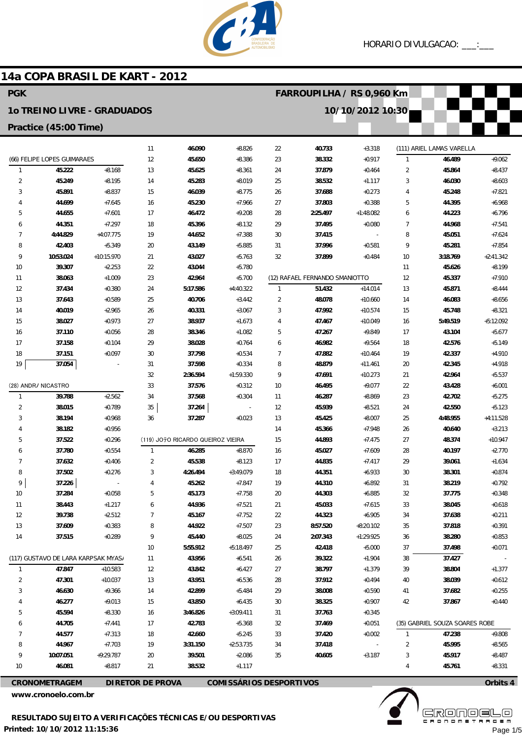HORARIO DIVULGACAO: ___:___

# 14a COPA BRASIL DE KART - 2012

**PGK** — **FARROUPILHA / RS 0,960 Km**

**1o TREINO LIVRE - GRADUADOS** — **10/10/2012 10:30**

**Practice (45:00 Time)**

(66) FELIPE LOPES GUIMARAES

| | | |
|---|---|---|
| 1 | 45.222 | +8.168 |
| 2 | 45.249 | +8.195 |
| 3 | 45.891 | +8.837 |
| 4 | 44.699 | +7.645 |
| 5 | 44.655 | +7.601 |
| 6 | 44.351 | +7.297 |
| 7 | 4:44.829 | +4:07.775 |
| 8 | 42.403 | +5.349 |
| 9 | 10:53.024 | +10:15.970 |
| 10 | 39.307 | +2.253 |
| 11 | 38.063 | +1.009 |
| 12 | 37.434 | +0.380 |
| 13 | 37.643 | +0.589 |
| 14 | 40.019 | +2.965 |
| 15 | 38.027 | +0.973 |
| 16 | 37.110 | +0.056 |
| 17 | 37.158 | +0.104 |
| 18 | 37.151 | +0.097 |
| 19 | 37.054 | - |

(28) ANDR/ NICASTRO

| | | |
|---|---|---|
| 1 | 39.788 | +2.562 |
| 2 | 38.015 | +0.789 |
| 3 | 38.194 | +0.968 |
| 4 | 38.182 | +0.956 |
| 5 | 37.522 | +0.296 |
| 6 | 37.780 | +0.554 |
| 7 | 37.632 | +0.406 |
| 8 | 37.502 | +0.276 |
| 9 | 37.226 | - |
| 10 | 37.284 | +0.058 |
| 11 | 38.443 | +1.217 |
| 12 | 39.738 | +2.512 |
| 13 | 37.609 | +0.383 |
| 14 | 37.515 | +0.289 |

(117) GUSTAVO DE LARA KARPSAK MYAS/

| | | |
|---|---|---|
| 1 | 47.847 | +10.583 |
| 2 | 47.301 | +10.037 |
| 3 | 46.630 | +9.366 |
| 4 | 46.277 | +9.013 |
| 5 | 45.594 | +8.330 |
| 6 | 44.705 | +7.441 |
| 7 | 44.577 | +7.313 |
| 8 | 44.967 | +7.703 |
| 9 | 10:07.051 | +9:29.787 |
| 10 | 46.081 | +8.817 |
| 11 | 46.090 | +8.826 |
| 12 | 45.650 | +8.386 |
| 13 | 45.625 | +8.361 |
| 14 | 45.283 | +8.019 |
| 15 | 46.039 | +8.775 |
| 16 | 45.230 | +7.966 |
| 17 | 46.472 | +9.208 |
| 18 | 45.396 | +8.132 |
| 19 | 44.652 | +7.388 |
| 20 | 43.149 | +5.885 |
| 21 | 43.027 | +5.763 |
| 22 | 43.044 | +5.780 |
| 23 | 42.964 | +5.700 |
| 24 | 5:17.586 | +4:40.322 |
| 25 | 40.706 | +3.442 |
| 26 | 40.331 | +3.067 |
| 27 | 38.937 | +1.673 |
| 28 | 38.346 | +1.082 |
| 29 | 38.028 | +0.764 |
| 30 | 37.798 | +0.534 |
| 31 | 37.598 | +0.334 |
| 32 | 2:36.594 | +1:59.330 |
| 33 | 37.576 | +0.312 |
| 34 | 37.568 | +0.304 |
| 35 | 37.264 | - |
| 36 | 37.287 | +0.023 |

(119) JOÝO RICARDO QUEIROZ VIEIRA

| | | |
|---|---|---|
| 1 | 46.285 | +8.870 |
| 2 | 45.538 | +8.123 |
| 3 | 4:26.494 | +3:49.079 |
| 4 | 45.262 | +7.847 |
| 5 | 45.173 | +7.758 |
| 6 | 44.936 | +7.521 |
| 7 | 45.167 | +7.752 |
| 8 | 44.922 | +7.507 |
| 9 | 45.440 | +8.025 |
| 10 | 5:55.912 | +5:18.497 |
| 11 | 43.956 | +6.541 |
| 12 | 43.842 | +6.427 |
| 13 | 43.951 | +6.536 |
| 14 | 42.899 | +5.484 |
| 15 | 43.850 | +6.435 |
| 16 | 3:46.826 | +3:09.411 |
| 17 | 42.783 | +5.368 |
| 18 | 42.660 | +5.245 |
| 19 | 3:31.150 | +2:53.735 |
| 20 | 39.501 | +2.086 |
| 21 | 38.532 | +1.117 |
| 22 | 40.733 | +3.318 |
| 23 | 38.332 | +0.917 |
| 24 | 37.879 | +0.464 |
| 25 | 38.532 | +1.117 |
| 26 | 37.688 | +0.273 |
| 27 | 37.803 | +0.388 |
| 28 | 2:25.497 | +1:48.082 |
| 29 | 37.495 | +0.080 |
| 30 | 37.415 | - |
| 31 | 37.996 | +0.581 |
| 32 | 37.899 | +0.484 |

(12) RAFAEL FERNANDO SMANIOTTO

| | | |
|---|---|---|
| 1 | 51.432 | +14.014 |
| 2 | 48.078 | +10.660 |
| 3 | 47.992 | +10.574 |
| 4 | 47.467 | +10.049 |
| 5 | 47.267 | +9.849 |
| 6 | 46.982 | +9.564 |
| 7 | 47.882 | +10.464 |
| 8 | 48.879 | +11.461 |
| 9 | 47.691 | +10.273 |
| 10 | 46.495 | +9.077 |
| 11 | 46.287 | +8.869 |
| 12 | 45.939 | +8.521 |
| 13 | 45.425 | +8.007 |
| 14 | 45.366 | +7.948 |
| 15 | 44.893 | +7.475 |
| 16 | 45.027 | +7.609 |
| 17 | 44.835 | +7.417 |
| 18 | 44.351 | +6.933 |
| 19 | 44.310 | +6.892 |
| 20 | 44.303 | +6.885 |
| 21 | 45.033 | +7.615 |
| 22 | 44.323 | +6.905 |
| 23 | 8:57.520 | +8:20.102 |
| 24 | 2:07.343 | +1:29.925 |
| 25 | 42.418 | +5.000 |
| 26 | 39.322 | +1.904 |
| 27 | 38.797 | +1.379 |
| 28 | 37.912 | +0.494 |
| 29 | 38.008 | +0.590 |
| 30 | 38.325 | +0.907 |
| 31 | 37.763 | +0.345 |
| 32 | 37.469 | +0.051 |
| 33 | 37.420 | +0.002 |
| 34 | 37.418 | - |
| 35 | 40.605 | +3.187 |

(111) ARIEL LAMAS VARELLA

| | | |
|---|---|---|
| 1 | 46.489 | +9.062 |
| 2 | 45.864 | +8.437 |
| 3 | 46.030 | +8.603 |
| 4 | 45.248 | +7.821 |
| 5 | 44.395 | +6.968 |
| 6 | 44.223 | +6.796 |
| 7 | 44.968 | +7.541 |
| 8 | 45.051 | +7.624 |
| 9 | 45.281 | +7.854 |
| 10 | 3:18.769 | +2:41.342 |
| 11 | 45.626 | +8.199 |
| 12 | 45.337 | +7.910 |
| 13 | 45.871 | +8.444 |
| 14 | 46.083 | +8.656 |
| 15 | 45.748 | +8.321 |
| 16 | 5:49.519 | +5:12.092 |
| 17 | 43.104 | +5.677 |
| 18 | 42.576 | +5.149 |
| 19 | 42.337 | +4.910 |
| 20 | 42.345 | +4.918 |
| 21 | 42.964 | +5.537 |
| 22 | 43.428 | +6.001 |
| 23 | 42.702 | +5.275 |
| 24 | 42.550 | +5.123 |
| 25 | 4:48.955 | +4:11.528 |
| 26 | 40.640 | +3.213 |
| 27 | 48.374 | +10.947 |
| 28 | 40.197 | +2.770 |
| 29 | 39.061 | +1.634 |
| 30 | 38.301 | +0.874 |
| 31 | 38.219 | +0.792 |
| 32 | 37.775 | +0.348 |
| 33 | 38.045 | +0.618 |
| 34 | 37.638 | +0.211 |
| 35 | 37.818 | +0.391 |
| 36 | 38.280 | +0.853 |
| 37 | 37.498 | +0.071 |
| 38 | 37.427 | - |
| 39 | 38.804 | +1.377 |
| 40 | 38.039 | +0.612 |
| 41 | 37.682 | +0.255 |
| 42 | 37.867 | +0.440 |

(35) GABRIEL SOUZA SOARES ROBE

| | | |
|---|---|---|
| 1 | 47.238 | +9.808 |
| 2 | 45.995 | +8.565 |
| 3 | 45.917 | +8.487 |
| 4 | 45.761 | +8.331 |

**CRONOMETRAGEM** | **DIRETOR DE PROVA** | **COMISSÁRIOS DESPORTIVOS** | **Orbits 4**

**www.cronoelo.com.br**

**RESULTADO SUJEITO A VERIFICAÇÕES TÉCNICAS E/OU DESPORTIVAS**

**Printed: 10/10/2012 11:15:36**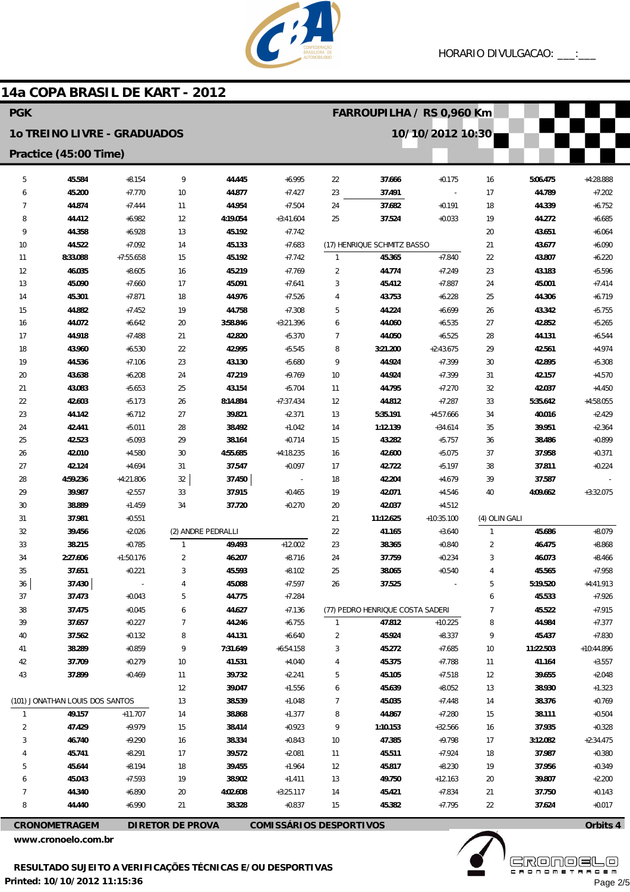# 14a COPA BRASIL DE KART - 2012

**PGK** — **FARROUPILHA / RS 0,960 Km**

**1o TREINO LIVRE - GRADUADOS** — **10/10/2012 10:30**

**Practice (45:00 Time)**

HORARIO DIVULGACAO: ___:___

| | | |
|---|---|---|
| 5 | 45.584 | +8.154 |
| 6 | 45.200 | +7.770 |
| 7 | 44.874 | +7.444 |
| 8 | 44.412 | +6.982 |
| 9 | 44.358 | +6.928 |
| 10 | 44.522 | +7.092 |
| 11 | 8:33.088 | +7:55.658 |
| 12 | 46.035 | +8.605 |
| 13 | 45.090 | +7.660 |
| 14 | 45.301 | +7.871 |
| 15 | 44.882 | +7.452 |
| 16 | 44.072 | +6.642 |
| 17 | 44.918 | +7.488 |
| 18 | 43.960 | +6.530 |
| 19 | 44.536 | +7.106 |
| 20 | 43.638 | +6.208 |
| 21 | 43.083 | +5.653 |
| 22 | 42.603 | +5.173 |
| 23 | 44.142 | +6.712 |
| 24 | 42.441 | +5.011 |
| 25 | 42.523 | +5.093 |
| 26 | 42.010 | +4.580 |
| 27 | 42.124 | +4.694 |
| 28 | 4:59.236 | +4:21.806 |
| 29 | 39.987 | +2.557 |
| 30 | 38.889 | +1.459 |
| 31 | 37.981 | +0.551 |
| 32 | 39.456 | +2.026 |
| 33 | 38.215 | +0.785 |
| 34 | 2:27.606 | +1:50.176 |
| 35 | 37.651 | +0.221 |
| 36 | 37.430 | - |
| 37 | 37.473 | +0.043 |
| 38 | 37.475 | +0.045 |
| 39 | 37.657 | +0.227 |
| 40 | 37.562 | +0.132 |
| 41 | 38.289 | +0.859 |
| 42 | 37.709 | +0.279 |
| 43 | 37.899 | +0.469 |

(101) JONATHAN LOUIS DOS SANTOS

| | | |
|---|---|---|
| 1 | 49.157 | +11.707 |
| 2 | 47.429 | +9.979 |
| 3 | 46.740 | +9.290 |
| 4 | 45.741 | +8.291 |
| 5 | 45.644 | +8.194 |
| 6 | 45.043 | +7.593 |
| 7 | 44.340 | +6.890 |
| 8 | 44.440 | +6.990 |

| | | |
|---|---|---|
| 9 | 44.445 | +6.995 |
| 10 | 44.877 | +7.427 |
| 11 | 44.954 | +7.504 |
| 12 | 4:19.054 | +3:41.604 |
| 13 | 45.192 | +7.742 |
| 14 | 45.133 | +7.683 |
| 15 | 45.192 | +7.742 |
| 16 | 45.219 | +7.769 |
| 17 | 45.091 | +7.641 |
| 18 | 44.976 | +7.526 |
| 19 | 44.758 | +7.308 |
| 20 | 3:58.846 | +3:21.396 |
| 21 | 42.820 | +5.370 |
| 22 | 42.995 | +5.545 |
| 23 | 43.130 | +5.680 |
| 24 | 47.219 | +9.769 |
| 25 | 43.154 | +5.704 |
| 26 | 8:14.884 | +7:37.434 |
| 27 | 39.821 | +2.371 |
| 28 | 38.492 | +1.042 |
| 29 | 38.164 | +0.714 |
| 30 | 4:55.685 | +4:18.235 |
| 31 | 37.547 | +0.097 |
| 32 | 37.450 | - |
| 33 | 37.915 | +0.465 |
| 34 | 37.720 | +0.270 |

(2) ANDRE PEDRALLI

| | | |
|---|---|---|
| 1 | 49.493 | +12.002 |
| 2 | 46.207 | +8.716 |
| 3 | 45.593 | +8.102 |
| 4 | 45.088 | +7.597 |
| 5 | 44.775 | +7.284 |
| 6 | 44.627 | +7.136 |
| 7 | 44.246 | +6.755 |
| 8 | 44.131 | +6.640 |
| 9 | 7:31.649 | +6:54.158 |
| 10 | 41.531 | +4.040 |
| 11 | 39.732 | +2.241 |
| 12 | 39.047 | +1.556 |
| 13 | 38.539 | +1.048 |
| 14 | 38.868 | +1.377 |
| 15 | 38.414 | +0.923 |
| 16 | 38.334 | +0.843 |
| 17 | 39.572 | +2.081 |
| 18 | 39.455 | +1.964 |
| 19 | 38.902 | +1.411 |
| 20 | 4:02.608 | +3:25.117 |
| 21 | 38.328 | +0.837 |

| | | |
|---|---|---|
| 22 | 37.666 | +0.175 |
| 23 | 37.491 | - |
| 24 | 37.682 | +0.191 |
| 25 | 37.524 | +0.033 |

(17) HENRIQUE SCHMITZ BASSO

| | | |
|---|---|---|
| 1 | 45.365 | +7.840 |
| 2 | 44.774 | +7.249 |
| 3 | 45.412 | +7.887 |
| 4 | 43.753 | +6.228 |
| 5 | 44.224 | +6.699 |
| 6 | 44.060 | +6.535 |
| 7 | 44.050 | +6.525 |
| 8 | 3:21.200 | +2:43.675 |
| 9 | 44.924 | +7.399 |
| 10 | 44.924 | +7.399 |
| 11 | 44.795 | +7.270 |
| 12 | 44.812 | +7.287 |
| 13 | 5:35.191 | +4:57.666 |
| 14 | 1:12.139 | +34.614 |
| 15 | 43.282 | +5.757 |
| 16 | 42.600 | +5.075 |
| 17 | 42.722 | +5.197 |
| 18 | 42.204 | +4.679 |
| 19 | 42.071 | +4.546 |
| 20 | 42.037 | +4.512 |
| 21 | 11:12.625 | +10:35.100 |
| 22 | 41.165 | +3.640 |
| 23 | 38.365 | +0.840 |
| 24 | 37.759 | +0.234 |
| 25 | 38.065 | +0.540 |
| 26 | 37.525 | - |

(77) PEDRO HENRIQUE COSTA SADERI

| | | |
|---|---|---|
| 1 | 47.812 | +10.225 |
| 2 | 45.924 | +8.337 |
| 3 | 45.272 | +7.685 |
| 4 | 45.375 | +7.788 |
| 5 | 45.105 | +7.518 |
| 6 | 45.639 | +8.052 |
| 7 | 45.035 | +7.448 |
| 8 | 44.867 | +7.280 |
| 9 | 1:10.153 | +32.566 |
| 10 | 47.385 | +9.798 |
| 11 | 45.511 | +7.924 |
| 12 | 45.817 | +8.230 |
| 13 | 49.750 | +12.163 |
| 14 | 45.421 | +7.834 |
| 15 | 45.382 | +7.795 |

| | | |
|---|---|---|
| 16 | 5:06.475 | +4:28.888 |
| 17 | 44.789 | +7.202 |
| 18 | 44.339 | +6.752 |
| 19 | 44.272 | +6.685 |
| 20 | 43.651 | +6.064 |
| 21 | 43.677 | +6.090 |
| 22 | 43.807 | +6.220 |
| 23 | 43.183 | +5.596 |
| 24 | 45.001 | +7.414 |
| 25 | 44.306 | +6.719 |
| 26 | 43.342 | +5.755 |
| 27 | 42.852 | +5.265 |
| 28 | 44.131 | +6.544 |
| 29 | 42.561 | +4.974 |
| 30 | 42.895 | +5.308 |
| 31 | 42.157 | +4.570 |
| 32 | 42.037 | +4.450 |
| 33 | 5:35.642 | +4:58.055 |
| 34 | 40.016 | +2.429 |
| 35 | 39.951 | +2.364 |
| 36 | 38.486 | +0.899 |
| 37 | 37.958 | +0.371 |
| 38 | 37.811 | +0.224 |
| 39 | 37.587 | - |
| 40 | 4:09.662 | +3:32.075 |

(4) OLIN GALI

| | | |
|---|---|---|
| 1 | 45.686 | +8.079 |
| 2 | 46.475 | +8.868 |
| 3 | 46.073 | +8.466 |
| 4 | 45.565 | +7.958 |
| 5 | 5:19.520 | +4:41.913 |
| 6 | 45.533 | +7.926 |
| 7 | 45.522 | +7.915 |
| 8 | 44.984 | +7.377 |
| 9 | 45.437 | +7.830 |
| 10 | 11:22.503 | +10:44.896 |
| 11 | 41.164 | +3.557 |
| 12 | 39.655 | +2.048 |
| 13 | 38.930 | +1.323 |
| 14 | 38.376 | +0.769 |
| 15 | 38.111 | +0.504 |
| 16 | 37.935 | +0.328 |
| 17 | 3:12.082 | +2:34.475 |
| 18 | 37.987 | +0.380 |
| 19 | 37.956 | +0.349 |
| 20 | 39.807 | +2.200 |
| 21 | 37.750 | +0.143 |
| 22 | 37.624 | +0.017 |

**CRONOMETRAGEM** | **DIRETOR DE PROVA** | **COMISSÁRIOS DESPORTIVOS** | **Orbits 4**

www.cronoelo.com.br

**RESULTADO SUJEITO A VERIFICAÇÕES TÉCNICAS E/OU DESPORTIVAS**

**Printed: 10/10/2012 11:15:36**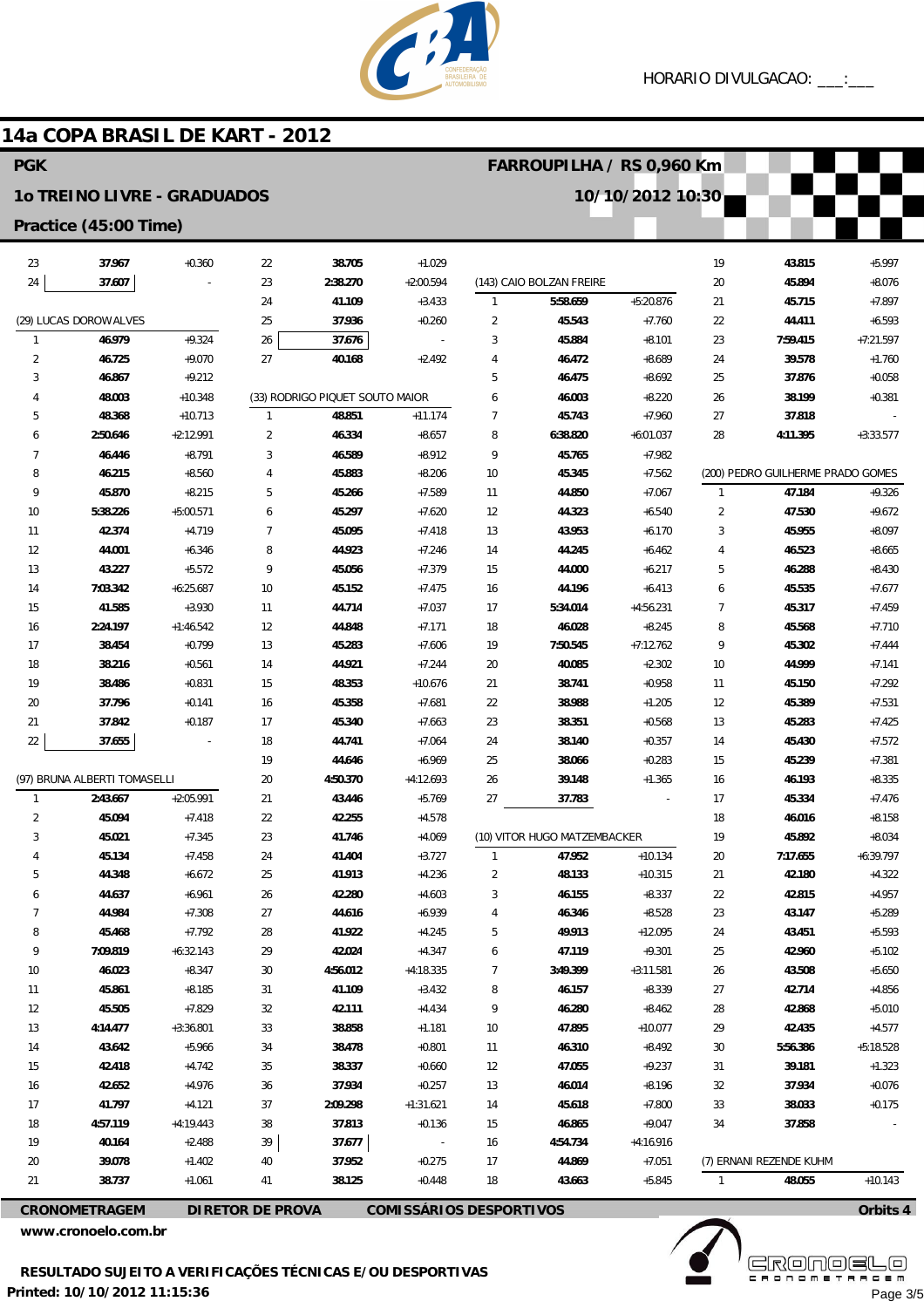# 14a COPA BRASIL DE KART - 2012

**PGK** — **FARROUPILHA / RS 0,960 Km**

**1o TREINO LIVRE - GRADUADOS** — **10/10/2012 10:30**

**Practice (45:00 Time)**

| | | |
|---|---|---|
| 23 | 37.967 | +0.360 |
| 24 | 37.607 | - |

(29) LUCAS DOROW ALVES

| | | |
|---|---|---|
| 1 | 46.979 | +9.324 |
| 2 | 46.725 | +9.070 |
| 3 | 46.867 | +9.212 |
| 4 | 48.003 | +10.348 |
| 5 | 48.368 | +10.713 |
| 6 | 2:50.646 | +2:12.991 |
| 7 | 46.446 | +8.791 |
| 8 | 46.215 | +8.560 |
| 9 | 45.870 | +8.215 |
| 10 | 5:38.226 | +5:00.571 |
| 11 | 42.374 | +4.719 |
| 12 | 44.001 | +6.346 |
| 13 | 43.227 | +5.572 |
| 14 | 7:03.342 | +6:25.687 |
| 15 | 41.585 | +3.930 |
| 16 | 2:24.197 | +1:46.542 |
| 17 | 38.454 | +0.799 |
| 18 | 38.216 | +0.561 |
| 19 | 38.486 | +0.831 |
| 20 | 37.796 | +0.141 |
| 21 | 37.842 | +0.187 |
| 22 | 37.655 | - |

(97) BRUNA ALBERTI TOMASELLI

| | | |
|---|---|---|
| 1 | 2:43.667 | +2:05.991 |
| 2 | 45.094 | +7.418 |
| 3 | 45.021 | +7.345 |
| 4 | 45.134 | +7.458 |
| 5 | 44.348 | +6.672 |
| 6 | 44.637 | +6.961 |
| 7 | 44.984 | +7.308 |
| 8 | 45.468 | +7.792 |
| 9 | 7:09.819 | +6:32.143 |
| 10 | 46.023 | +8.347 |
| 11 | 45.861 | +8.185 |
| 12 | 45.505 | +7.829 |
| 13 | 4:14.477 | +3:36.801 |
| 14 | 43.642 | +5.966 |
| 15 | 42.418 | +4.742 |
| 16 | 42.652 | +4.976 |
| 17 | 41.797 | +4.121 |
| 18 | 4:57.119 | +4:19.443 |
| 19 | 40.164 | +2.488 |
| 20 | 39.078 | +1.402 |
| 21 | 38.737 | +1.061 |
| 22 | 38.705 | +1.029 |
| 23 | 2:38.270 | +2:00.594 |
| 24 | 41.109 | +3.433 |
| 25 | 37.936 | +0.260 |
| 26 | 37.676 | - |
| 27 | 40.168 | +2.492 |

(33) RODRIGO PIQUET SOUTO MAIOR

| | | |
|---|---|---|
| 1 | 48.851 | +11.174 |
| 2 | 46.334 | +8.657 |
| 3 | 46.589 | +8.912 |
| 4 | 45.883 | +8.206 |
| 5 | 45.266 | +7.589 |
| 6 | 45.297 | +7.620 |
| 7 | 45.095 | +7.418 |
| 8 | 44.923 | +7.246 |
| 9 | 45.056 | +7.379 |
| 10 | 45.152 | +7.475 |
| 11 | 44.714 | +7.037 |
| 12 | 44.848 | +7.171 |
| 13 | 45.283 | +7.606 |
| 14 | 44.921 | +7.244 |
| 15 | 48.353 | +10.676 |
| 16 | 45.358 | +7.681 |
| 17 | 45.340 | +7.663 |
| 18 | 44.741 | +7.064 |
| 19 | 44.646 | +6.969 |
| 20 | 4:50.370 | +4:12.693 |
| 21 | 43.446 | +5.769 |
| 22 | 42.255 | +4.578 |
| 23 | 41.746 | +4.069 |
| 24 | 41.404 | +3.727 |
| 25 | 41.913 | +4.236 |
| 26 | 42.280 | +4.603 |
| 27 | 44.616 | +6.939 |
| 28 | 41.922 | +4.245 |
| 29 | 42.024 | +4.347 |
| 30 | 4:56.012 | +4:18.335 |
| 31 | 41.109 | +3.432 |
| 32 | 42.111 | +4.434 |
| 33 | 38.858 | +1.181 |
| 34 | 38.478 | +0.801 |
| 35 | 38.337 | +0.660 |
| 36 | 37.934 | +0.257 |
| 37 | 2:09.298 | +1:31.621 |
| 38 | 37.813 | +0.136 |
| 39 | 37.677 | - |
| 40 | 37.952 | +0.275 |
| 41 | 38.125 | +0.448 |

(143) CAIO BOLZAN FREIRE

| | | |
|---|---|---|
| 1 | 5:58.659 | +5:20.876 |
| 2 | 45.543 | +7.760 |
| 3 | 45.884 | +8.101 |
| 4 | 46.472 | +8.689 |
| 5 | 46.475 | +8.692 |
| 6 | 46.003 | +8.220 |
| 7 | 45.743 | +7.960 |
| 8 | 6:38.820 | +6:01.037 |
| 9 | 45.765 | +7.982 |
| 10 | 45.345 | +7.562 |
| 11 | 44.850 | +7.067 |
| 12 | 44.323 | +6.540 |
| 13 | 43.953 | +6.170 |
| 14 | 44.245 | +6.462 |
| 15 | 44.000 | +6.217 |
| 16 | 44.196 | +6.413 |
| 17 | 5:34.014 | +4:56.231 |
| 18 | 46.028 | +8.245 |
| 19 | 7:50.545 | +7:12.762 |
| 20 | 40.085 | +2.302 |
| 21 | 38.741 | +0.958 |
| 22 | 38.988 | +1.205 |
| 23 | 38.351 | +0.568 |
| 24 | 38.140 | +0.357 |
| 25 | 38.066 | +0.283 |
| 26 | 39.148 | +1.365 |
| 27 | 37.783 | - |

(10) VITOR HUGO MATZEMBACKER

| | | |
|---|---|---|
| 1 | 47.952 | +10.134 |
| 2 | 48.133 | +10.315 |
| 3 | 46.155 | +8.337 |
| 4 | 46.346 | +8.528 |
| 5 | 49.913 | +12.095 |
| 6 | 47.119 | +9.301 |
| 7 | 3:49.399 | +3:11.581 |
| 8 | 46.157 | +8.339 |
| 9 | 46.280 | +8.462 |
| 10 | 47.895 | +10.077 |
| 11 | 46.310 | +8.492 |
| 12 | 47.055 | +9.237 |
| 13 | 46.014 | +8.196 |
| 14 | 45.618 | +7.800 |
| 15 | 46.865 | +9.047 |
| 16 | 4:54.734 | +4:16.916 |
| 17 | 44.869 | +7.051 |
| 18 | 43.663 | +5.845 |
| 19 | 43.815 | +5.997 |
| 20 | 45.894 | +8.076 |
| 21 | 45.715 | +7.897 |
| 22 | 44.411 | +6.593 |
| 23 | 7:59.415 | +7:21.597 |
| 24 | 39.578 | +1.760 |
| 25 | 37.876 | +0.058 |
| 26 | 38.199 | +0.381 |
| 27 | 37.818 | - |
| 28 | 4:11.395 | +3:33.577 |

(200) PEDRO GUILHERME PRADO GOMES

| | | |
|---|---|---|
| 1 | 47.184 | +9.326 |
| 2 | 47.530 | +9.672 |
| 3 | 45.955 | +8.097 |
| 4 | 46.523 | +8.665 |
| 5 | 46.288 | +8.430 |
| 6 | 45.535 | +7.677 |
| 7 | 45.317 | +7.459 |
| 8 | 45.568 | +7.710 |
| 9 | 45.302 | +7.444 |
| 10 | 44.999 | +7.141 |
| 11 | 45.150 | +7.292 |
| 12 | 45.389 | +7.531 |
| 13 | 45.283 | +7.425 |
| 14 | 45.430 | +7.572 |
| 15 | 45.239 | +7.381 |
| 16 | 46.193 | +8.335 |
| 17 | 45.334 | +7.476 |
| 18 | 46.016 | +8.158 |
| 19 | 45.892 | +8.034 |
| 20 | 7:17.655 | +6:39.797 |
| 21 | 42.180 | +4.322 |
| 22 | 42.815 | +4.957 |
| 23 | 43.147 | +5.289 |
| 24 | 43.451 | +5.593 |
| 25 | 42.960 | +5.102 |
| 26 | 43.508 | +5.650 |
| 27 | 42.714 | +4.856 |
| 28 | 42.868 | +5.010 |
| 29 | 42.435 | +4.577 |
| 30 | 5:56.386 | +5:18.528 |
| 31 | 39.181 | +1.323 |
| 32 | 37.934 | +0.076 |
| 33 | 38.033 | +0.175 |
| 34 | 37.858 | - |

(7) ERNANI REZENDE KUHM

| | | |
|---|---|---|
| 1 | 48.055 | +10.143 |

**CRONOMETRAGEM** | **DIRETOR DE PROVA** | **COMISSÁRIOS DESPORTIVOS** | **Orbits 4**

www.cronoelo.com.br

**RESULTADO SUJEITO A VERIFICAÇÕES TÉCNICAS E/OU DESPORTIVAS**

**Printed: 10/10/2012 11:15:36**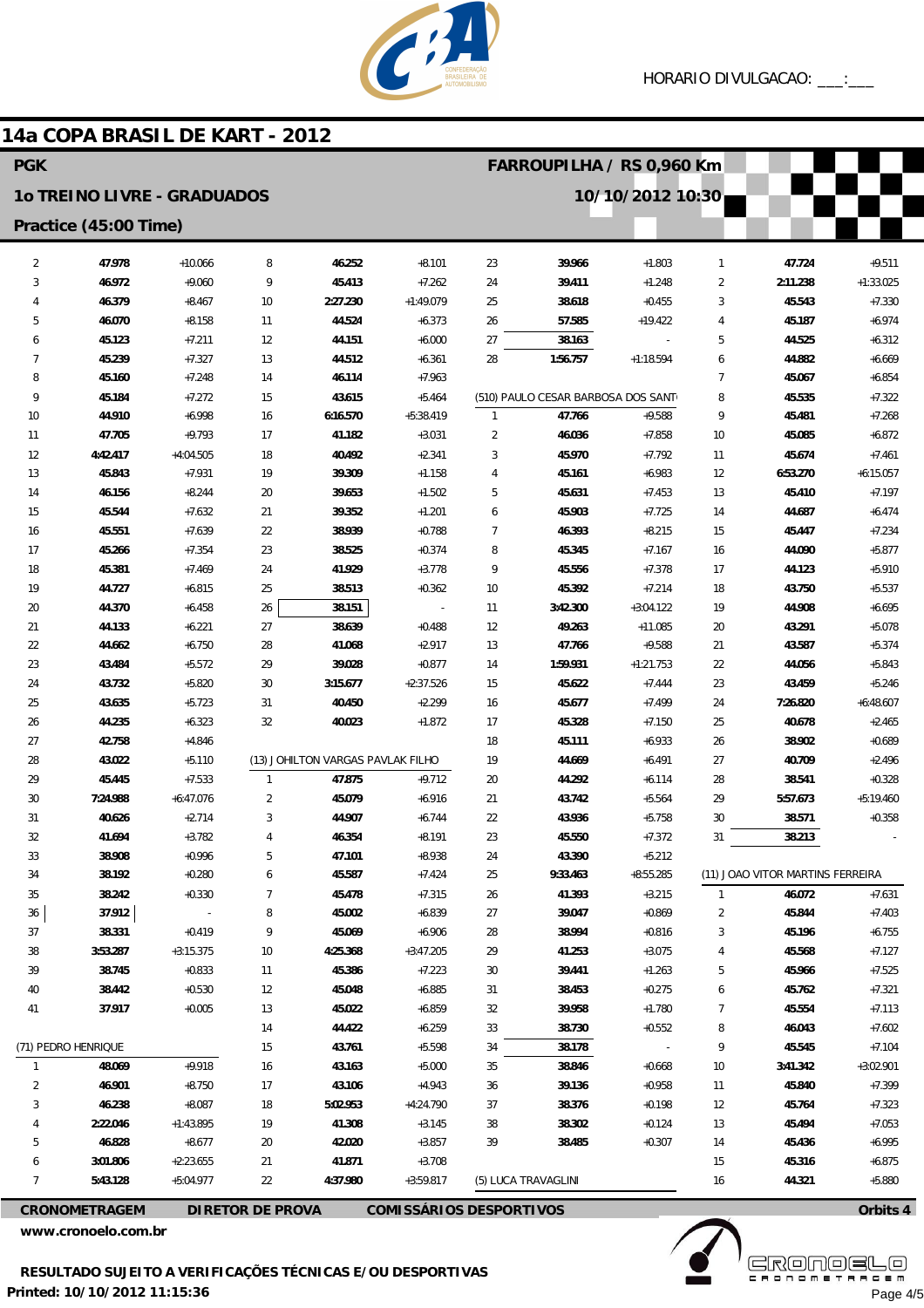# 14a COPA BRASIL DE KART - 2012

**PGK** — **FARROUPILHA / RS 0,960 Km**

**1o TREINO LIVRE - GRADUADOS** — **10/10/2012 10:30**

**Practice (45:00 Time)**

| Lap | Time | Diff |
|---|---|---|
| 2 | 47.978 | +10.066 |
| 3 | 46.972 | +9.060 |
| 4 | 46.379 | +8.467 |
| 5 | 46.070 | +8.158 |
| 6 | 45.123 | +7.211 |
| 7 | 45.239 | +7.327 |
| 8 | 45.160 | +7.248 |
| 9 | 45.184 | +7.272 |
| 10 | 44.910 | +6.998 |
| 11 | 47.705 | +9.793 |
| 12 | 4:42.417 | +4:04.505 |
| 13 | 45.843 | +7.931 |
| 14 | 46.156 | +8.244 |
| 15 | 45.544 | +7.632 |
| 16 | 45.551 | +7.639 |
| 17 | 45.266 | +7.354 |
| 18 | 45.381 | +7.469 |
| 19 | 44.727 | +6.815 |
| 20 | 44.370 | +6.458 |
| 21 | 44.133 | +6.221 |
| 22 | 44.662 | +6.750 |
| 23 | 43.484 | +5.572 |
| 24 | 43.732 | +5.820 |
| 25 | 43.635 | +5.723 |
| 26 | 44.235 | +6.323 |
| 27 | 42.758 | +4.846 |
| 28 | 43.022 | +5.110 |
| 29 | 45.445 | +7.533 |
| 30 | 7:24.988 | +6:47.076 |
| 31 | 40.626 | +2.714 |
| 32 | 41.694 | +3.782 |
| 33 | 38.908 | +0.996 |
| 34 | 38.192 | +0.280 |
| 35 | 38.242 | +0.330 |
| 36 | 37.912 | - |
| 37 | 38.331 | +0.419 |
| 38 | 3:53.287 | +3:15.375 |
| 39 | 38.745 | +0.833 |
| 40 | 38.442 | +0.530 |
| 41 | 37.917 | +0.005 |

**(71) PEDRO HENRIQUE**

| Lap | Time | Diff |
|---|---|---|
| 1 | 48.069 | +9.918 |
| 2 | 46.901 | +8.750 |
| 3 | 46.238 | +8.087 |
| 4 | 2:22.046 | +1:43.895 |
| 5 | 46.828 | +8.677 |
| 6 | 3:01.806 | +2:23.655 |
| 7 | 5:43.128 | +5:04.977 |
| 8 | 46.252 | +8.101 |
| 9 | 45.413 | +7.262 |
| 10 | 2:27.230 | +1:49.079 |
| 11 | 44.524 | +6.373 |
| 12 | 44.151 | +6.000 |
| 13 | 44.512 | +6.361 |
| 14 | 46.114 | +7.963 |
| 15 | 43.615 | +5.464 |
| 16 | 6:16.570 | +5:38.419 |
| 17 | 41.182 | +3.031 |
| 18 | 40.492 | +2.341 |
| 19 | 39.309 | +1.158 |
| 20 | 39.653 | +1.502 |
| 21 | 39.352 | +1.201 |
| 22 | 38.939 | +0.788 |
| 23 | 38.525 | +0.374 |
| 24 | 41.929 | +3.778 |
| 25 | 38.513 | +0.362 |
| 26 | 38.151 | - |
| 27 | 38.639 | +0.488 |
| 28 | 41.068 | +2.917 |
| 29 | 39.028 | +0.877 |
| 30 | 3:15.677 | +2:37.526 |
| 31 | 40.450 | +2.299 |
| 32 | 40.023 | +1.872 |

**(13) JOHILTON VARGAS PAVLAK FILHO**

| Lap | Time | Diff |
|---|---|---|
| 1 | 47.875 | +9.712 |
| 2 | 45.079 | +6.916 |
| 3 | 44.907 | +6.744 |
| 4 | 46.354 | +8.191 |
| 5 | 47.101 | +8.938 |
| 6 | 45.587 | +7.424 |
| 7 | 45.478 | +7.315 |
| 8 | 45.002 | +6.839 |
| 9 | 45.069 | +6.906 |
| 10 | 4:25.368 | +3:47.205 |
| 11 | 45.386 | +7.223 |
| 12 | 45.048 | +6.885 |
| 13 | 45.022 | +6.859 |
| 14 | 44.422 | +6.259 |
| 15 | 43.761 | +5.598 |
| 16 | 43.163 | +5.000 |
| 17 | 43.106 | +4.943 |
| 18 | 5:02.953 | +4:24.790 |
| 19 | 41.308 | +3.145 |
| 20 | 42.020 | +3.857 |
| 21 | 41.871 | +3.708 |
| 22 | 4:37.980 | +3:59.817 |
| 23 | 39.966 | +1.803 |
| 24 | 39.411 | +1.248 |
| 25 | 38.618 | +0.455 |
| 26 | 57.585 | +19.422 |
| 27 | 38.163 | - |
| 28 | 1:56.757 | +1:18.594 |

**(510) PAULO CESAR BARBOSA DOS SANT**

| Lap | Time | Diff |
|---|---|---|
| 1 | 47.766 | +9.588 |
| 2 | 46.036 | +7.858 |
| 3 | 45.970 | +7.792 |
| 4 | 45.161 | +6.983 |
| 5 | 45.631 | +7.453 |
| 6 | 45.903 | +7.725 |
| 7 | 46.393 | +8.215 |
| 8 | 45.345 | +7.167 |
| 9 | 45.556 | +7.378 |
| 10 | 45.392 | +7.214 |
| 11 | 3:42.300 | +3:04.122 |
| 12 | 49.263 | +11.085 |
| 13 | 47.766 | +9.588 |
| 14 | 1:59.931 | +1:21.753 |
| 15 | 45.622 | +7.444 |
| 16 | 45.677 | +7.499 |
| 17 | 45.328 | +7.150 |
| 18 | 45.111 | +6.933 |
| 19 | 44.669 | +6.491 |
| 20 | 44.292 | +6.114 |
| 21 | 43.742 | +5.564 |
| 22 | 43.936 | +5.758 |
| 23 | 45.550 | +7.372 |
| 24 | 43.390 | +5.212 |
| 25 | 9:33.463 | +8:55.285 |
| 26 | 41.393 | +3.215 |
| 27 | 39.047 | +0.869 |
| 28 | 38.994 | +0.816 |
| 29 | 41.253 | +3.075 |
| 30 | 39.441 | +1.263 |
| 31 | 38.453 | +0.275 |
| 32 | 39.958 | +1.780 |
| 33 | 38.730 | +0.552 |
| 34 | 38.178 | - |
| 35 | 38.846 | +0.668 |
| 36 | 39.136 | +0.958 |
| 37 | 38.376 | +0.198 |
| 38 | 38.302 | +0.124 |
| 39 | 38.485 | +0.307 |

**(5) LUCA TRAVAGLINI**

| Lap | Time | Diff |
|---|---|---|
| 1 | 47.724 | +9.511 |
| 2 | 2:11.238 | +1:33.025 |
| 3 | 45.543 | +7.330 |
| 4 | 45.187 | +6.974 |
| 5 | 44.525 | +6.312 |
| 6 | 44.882 | +6.669 |
| 7 | 45.067 | +6.854 |
| 8 | 45.535 | +7.322 |
| 9 | 45.481 | +7.268 |
| 10 | 45.085 | +6.872 |
| 11 | 45.674 | +7.461 |
| 12 | 6:53.270 | +6:15.057 |
| 13 | 45.410 | +7.197 |
| 14 | 44.687 | +6.474 |
| 15 | 45.447 | +7.234 |
| 16 | 44.090 | +5.877 |
| 17 | 44.123 | +5.910 |
| 18 | 43.750 | +5.537 |
| 19 | 44.908 | +6.695 |
| 20 | 43.291 | +5.078 |
| 21 | 43.587 | +5.374 |
| 22 | 44.056 | +5.843 |
| 23 | 43.459 | +5.246 |
| 24 | 7:26.820 | +6:48.607 |
| 25 | 40.678 | +2.465 |
| 26 | 38.902 | +0.689 |
| 27 | 40.709 | +2.496 |
| 28 | 38.541 | +0.328 |
| 29 | 5:57.673 | +5:19.460 |
| 30 | 38.571 | +0.358 |
| 31 | 38.213 | - |

**(11) JOAO VITOR MARTINS FERREIRA**

| Lap | Time | Diff |
|---|---|---|
| 1 | 46.072 | +7.631 |
| 2 | 45.844 | +7.403 |
| 3 | 45.196 | +6.755 |
| 4 | 45.568 | +7.127 |
| 5 | 45.966 | +7.525 |
| 6 | 45.762 | +7.321 |
| 7 | 45.554 | +7.113 |
| 8 | 46.043 | +7.602 |
| 9 | 45.545 | +7.104 |
| 10 | 3:41.342 | +3:02.901 |
| 11 | 45.840 | +7.399 |
| 12 | 45.764 | +7.323 |
| 13 | 45.494 | +7.053 |
| 14 | 45.436 | +6.995 |
| 15 | 45.316 | +6.875 |
| 16 | 44.321 | +5.880 |

**CRONOMETRAGEM** — **DIRETOR DE PROVA** — **COMISSÁRIOS DESPORTIVOS**

www.cronoelo.com.br

**RESULTADO SUJEITO A VERIFICAÇÕES TÉCNICAS E/OU DESPORTIVAS**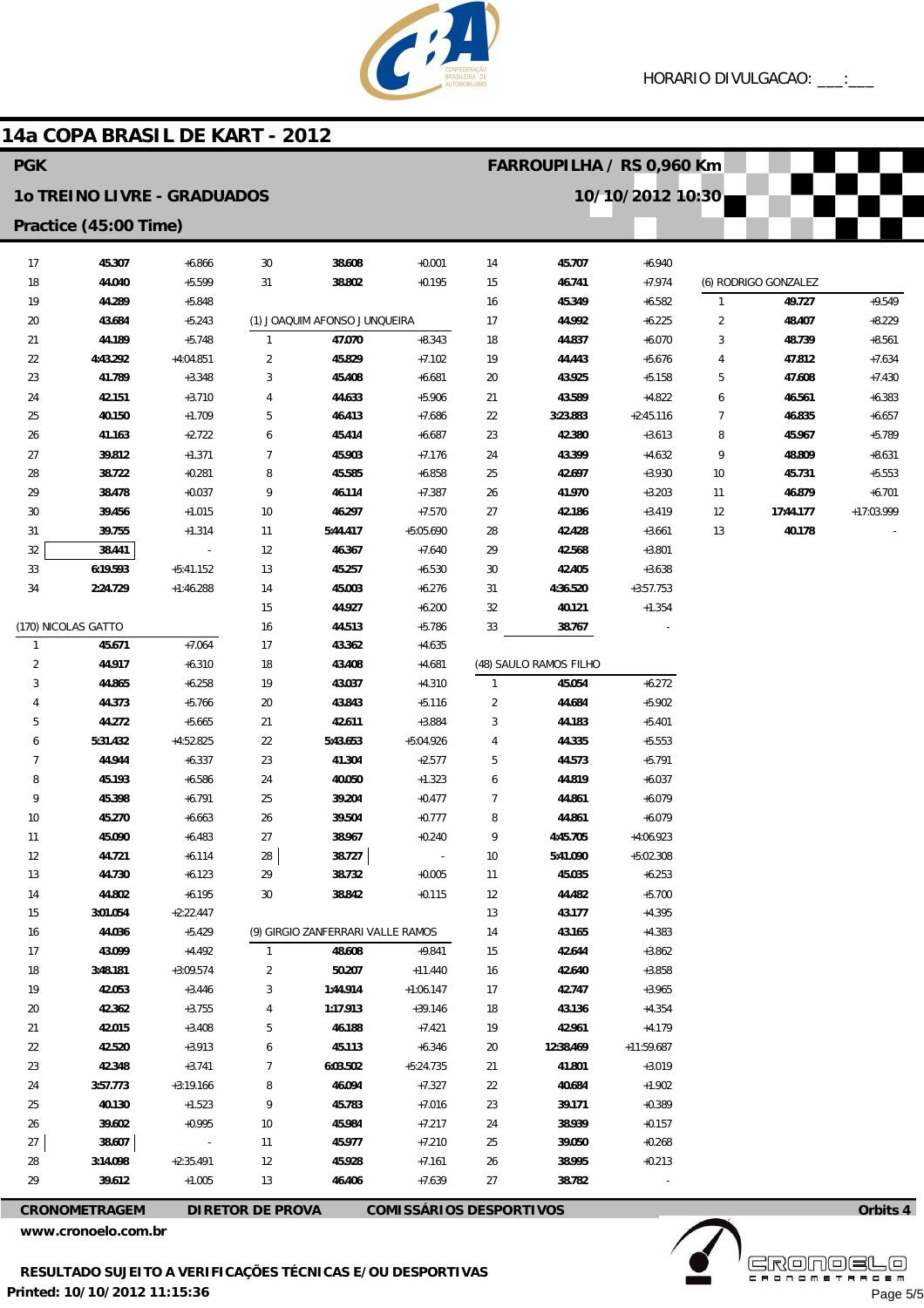# 14a COPA BRASIL DE KART - 2012

**PGK** — **FARROUPILHA / RS 0,960 Km**

**1o TREINO LIVRE - GRADUADOS** — **10/10/2012 10:30**

**Practice (45:00 Time)**

HORARIO DIVULGACAO: ___:___

| | | |
|---|---|---|
| 17 | 45.307 | +6.866 |
| 18 | 44.040 | +5.599 |
| 19 | 44.289 | +5.848 |
| 20 | 43.684 | +5.243 |
| 21 | 44.189 | +5.748 |
| 22 | 4:43.292 | +4:04.851 |
| 23 | 41.789 | +3.348 |
| 24 | 42.151 | +3.710 |
| 25 | 40.150 | +1.709 |
| 26 | 41.163 | +2.722 |
| 27 | 39.812 | +1.371 |
| 28 | 38.722 | +0.281 |
| 29 | 38.478 | +0.037 |
| 30 | 39.456 | +1.015 |
| 31 | 39.755 | +1.314 |
| 32 | 38.441 | - |
| 33 | 6:19.593 | +5:41.152 |
| 34 | 2:24.729 | +1:46.288 |

(170) NICOLAS GATTO

| | | |
|---|---|---|
| 1 | 45.671 | +7.064 |
| 2 | 44.917 | +6.310 |
| 3 | 44.865 | +6.258 |
| 4 | 44.373 | +5.766 |
| 5 | 44.272 | +5.665 |
| 6 | 5:31.432 | +4:52.825 |
| 7 | 44.944 | +6.337 |
| 8 | 45.193 | +6.586 |
| 9 | 45.398 | +6.791 |
| 10 | 45.270 | +6.663 |
| 11 | 45.090 | +6.483 |
| 12 | 44.721 | +6.114 |
| 13 | 44.730 | +6.123 |
| 14 | 44.802 | +6.195 |
| 15 | 3:01.054 | +2:22.447 |
| 16 | 44.036 | +5.429 |
| 17 | 43.099 | +4.492 |
| 18 | 3:48.181 | +3:09.574 |
| 19 | 42.053 | +3.446 |
| 20 | 42.362 | +3.755 |
| 21 | 42.015 | +3.408 |
| 22 | 42.520 | +3.913 |
| 23 | 42.348 | +3.741 |
| 24 | 3:57.773 | +3:19.166 |
| 25 | 40.130 | +1.523 |
| 26 | 39.602 | +0.995 |
| 27 | 38.607 | - |
| 28 | 3:14.098 | +2:35.491 |
| 29 | 39.612 | +1.005 |
| 30 | 38.608 | +0.001 |
| 31 | 38.802 | +0.195 |

(1) JOAQUIM AFONSO JUNQUEIRA

| | | |
|---|---|---|
| 1 | 47.070 | +8.343 |
| 2 | 45.829 | +7.102 |
| 3 | 45.408 | +6.681 |
| 4 | 44.633 | +5.906 |
| 5 | 46.413 | +7.686 |
| 6 | 45.414 | +6.687 |
| 7 | 45.903 | +7.176 |
| 8 | 45.585 | +6.858 |
| 9 | 46.114 | +7.387 |
| 10 | 46.297 | +7.570 |
| 11 | 5:44.417 | +5:05.690 |
| 12 | 46.367 | +7.640 |
| 13 | 45.257 | +6.530 |
| 14 | 45.003 | +6.276 |
| 15 | 44.927 | +6.200 |
| 16 | 44.513 | +5.786 |
| 17 | 43.362 | +4.635 |
| 18 | 43.408 | +4.681 |
| 19 | 43.037 | +4.310 |
| 20 | 43.843 | +5.116 |
| 21 | 42.611 | +3.884 |
| 22 | 5:43.653 | +5:04.926 |
| 23 | 41.304 | +2.577 |
| 24 | 40.050 | +1.323 |
| 25 | 39.204 | +0.477 |
| 26 | 39.504 | +0.777 |
| 27 | 38.967 | +0.240 |
| 28 | 38.727 | - |
| 29 | 38.732 | +0.005 |
| 30 | 38.842 | +0.115 |

(9) GIRGIO ZANFERRARI VALLE RAMOS

| | | |
|---|---|---|
| 1 | 48.608 | +9.841 |
| 2 | 50.207 | +11.440 |
| 3 | 1:44.914 | +1:06.147 |
| 4 | 1:17.913 | +39.146 |
| 5 | 46.188 | +7.421 |
| 6 | 45.113 | +6.346 |
| 7 | 6:03.502 | +5:24.735 |
| 8 | 46.094 | +7.327 |
| 9 | 45.783 | +7.016 |
| 10 | 45.984 | +7.217 |
| 11 | 45.977 | +7.210 |
| 12 | 45.928 | +7.161 |
| 13 | 46.406 | +7.639 |
| 14 | 45.707 | +6.940 |
| 15 | 46.741 | +7.974 |
| 16 | 45.349 | +6.582 |
| 17 | 44.992 | +6.225 |
| 18 | 44.837 | +6.070 |
| 19 | 44.443 | +5.676 |
| 20 | 43.925 | +5.158 |
| 21 | 43.589 | +4.822 |
| 22 | 3:23.883 | +2:45.116 |
| 23 | 42.380 | +3.613 |
| 24 | 43.399 | +4.632 |
| 25 | 42.697 | +3.930 |
| 26 | 41.970 | +3.203 |
| 27 | 42.186 | +3.419 |
| 28 | 42.428 | +3.661 |
| 29 | 42.568 | +3.801 |
| 30 | 42.405 | +3.638 |
| 31 | 4:36.520 | +3:57.753 |
| 32 | 40.121 | +1.354 |
| 33 | 38.767 | - |

(48) SAULO RAMOS FILHO

| | | |
|---|---|---|
| 1 | 45.054 | +6.272 |
| 2 | 44.684 | +5.902 |
| 3 | 44.183 | +5.401 |
| 4 | 44.335 | +5.553 |
| 5 | 44.573 | +5.791 |
| 6 | 44.819 | +6.037 |
| 7 | 44.861 | +6.079 |
| 8 | 44.861 | +6.079 |
| 9 | 4:45.705 | +4:06.923 |
| 10 | 5:41.090 | +5:02.308 |
| 11 | 45.035 | +6.253 |
| 12 | 44.482 | +5.700 |
| 13 | 43.177 | +4.395 |
| 14 | 43.165 | +4.383 |
| 15 | 42.644 | +3.862 |
| 16 | 42.640 | +3.858 |
| 17 | 42.747 | +3.965 |
| 18 | 43.136 | +4.354 |
| 19 | 42.961 | +4.179 |
| 20 | 12:38.469 | +11:59.687 |
| 21 | 41.801 | +3.019 |
| 22 | 40.684 | +1.902 |
| 23 | 39.171 | +0.389 |
| 24 | 38.939 | +0.157 |
| 25 | 39.050 | +0.268 |
| 26 | 38.995 | +0.213 |
| 27 | 38.782 | - |

(6) RODRIGO GONZALEZ

| | | |
|---|---|---|
| 1 | 49.727 | +9.549 |
| 2 | 48.407 | +8.229 |
| 3 | 48.739 | +8.561 |
| 4 | 47.812 | +7.634 |
| 5 | 47.608 | +7.430 |
| 6 | 46.561 | +6.383 |
| 7 | 46.835 | +6.657 |
| 8 | 45.967 | +5.789 |
| 9 | 48.809 | +8.631 |
| 10 | 45.731 | +5.553 |
| 11 | 46.879 | +6.701 |
| 12 | 17:44.177 | +17:03.999 |
| 13 | 40.178 | - |

**CRONOMETRAGEM** **DIRETOR DE PROVA** **COMISSÁRIOS DESPORTIVOS** **Orbits 4**

www.cronoelo.com.br

**RESULTADO SUJEITO A VERIFICAÇÕES TÉCNICAS E/OU DESPORTIVAS**

**Printed: 10/10/2012 11:15:36**